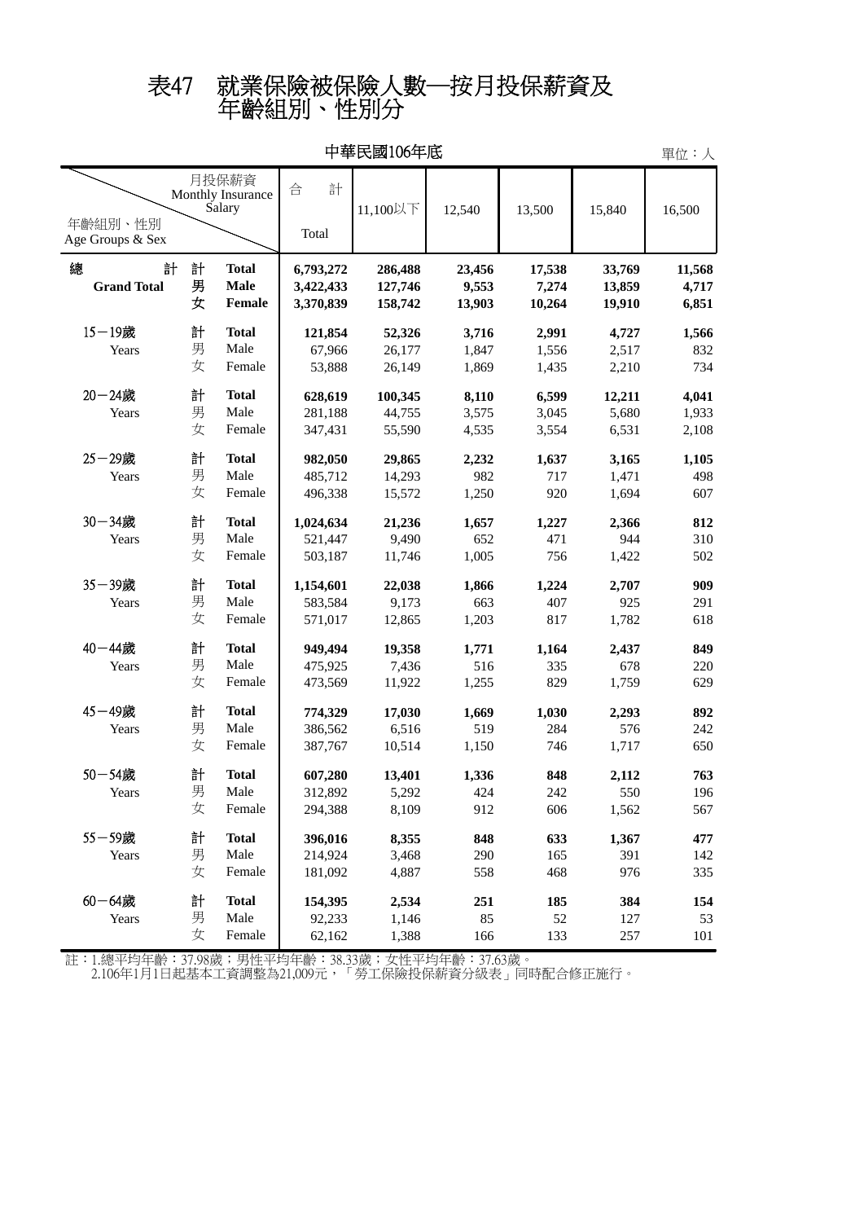# 表47 就業保險被保險人數─按月投保薪資及年齡組別、性別分

中華民國106年底

單位：人

| 年齡組別、性別 Age Groups & Sex | | | 合計 Total | 11,100以下 | 12,540 | 13,500 | 15,840 | 16,500 |
|---|---|---|---|---|---|---|---|---|
| **總計 Grand Total** | **計** | **Total** | **6,793,272** | **286,488** | **23,456** | **17,538** | **33,769** | **11,568** |
| | **男** | **Male** | **3,422,433** | **127,746** | **9,553** | **7,274** | **13,859** | **4,717** |
| | **女** | **Female** | **3,370,839** | **158,742** | **13,903** | **10,264** | **19,910** | **6,851** |
| 15－19歲 Years | 計 | **Total** | **121,854** | **52,326** | **3,716** | **2,991** | **4,727** | **1,566** |
| | 男 | Male | 67,966 | 26,177 | 1,847 | 1,556 | 2,517 | 832 |
| | 女 | Female | 53,888 | 26,149 | 1,869 | 1,435 | 2,210 | 734 |
| 20－24歲 Years | 計 | **Total** | **628,619** | **100,345** | **8,110** | **6,599** | **12,211** | **4,041** |
| | 男 | Male | 281,188 | 44,755 | 3,575 | 3,045 | 5,680 | 1,933 |
| | 女 | Female | 347,431 | 55,590 | 4,535 | 3,554 | 6,531 | 2,108 |
| 25－29歲 Years | 計 | **Total** | **982,050** | **29,865** | **2,232** | **1,637** | **3,165** | **1,105** |
| | 男 | Male | 485,712 | 14,293 | 982 | 717 | 1,471 | 498 |
| | 女 | Female | 496,338 | 15,572 | 1,250 | 920 | 1,694 | 607 |
| 30－34歲 Years | 計 | **Total** | **1,024,634** | **21,236** | **1,657** | **1,227** | **2,366** | **812** |
| | 男 | Male | 521,447 | 9,490 | 652 | 471 | 944 | 310 |
| | 女 | Female | 503,187 | 11,746 | 1,005 | 756 | 1,422 | 502 |
| 35－39歲 Years | 計 | **Total** | **1,154,601** | **22,038** | **1,866** | **1,224** | **2,707** | **909** |
| | 男 | Male | 583,584 | 9,173 | 663 | 407 | 925 | 291 |
| | 女 | Female | 571,017 | 12,865 | 1,203 | 817 | 1,782 | 618 |
| 40－44歲 Years | 計 | **Total** | **949,494** | **19,358** | **1,771** | **1,164** | **2,437** | **849** |
| | 男 | Male | 475,925 | 7,436 | 516 | 335 | 678 | 220 |
| | 女 | Female | 473,569 | 11,922 | 1,255 | 829 | 1,759 | 629 |
| 45－49歲 Years | 計 | **Total** | **774,329** | **17,030** | **1,669** | **1,030** | **2,293** | **892** |
| | 男 | Male | 386,562 | 6,516 | 519 | 284 | 576 | 242 |
| | 女 | Female | 387,767 | 10,514 | 1,150 | 746 | 1,717 | 650 |
| 50－54歲 Years | 計 | **Total** | **607,280** | **13,401** | **1,336** | **848** | **2,112** | **763** |
| | 男 | Male | 312,892 | 5,292 | 424 | 242 | 550 | 196 |
| | 女 | Female | 294,388 | 8,109 | 912 | 606 | 1,562 | 567 |
| 55－59歲 Years | 計 | **Total** | **396,016** | **8,355** | **848** | **633** | **1,367** | **477** |
| | 男 | Male | 214,924 | 3,468 | 290 | 165 | 391 | 142 |
| | 女 | Female | 181,092 | 4,887 | 558 | 468 | 976 | 335 |
| 60－64歲 Years | 計 | **Total** | **154,395** | **2,534** | **251** | **185** | **384** | **154** |
| | 男 | Male | 92,233 | 1,146 | 85 | 52 | 127 | 53 |
| | 女 | Female | 62,162 | 1,388 | 166 | 133 | 257 | 101 |

註：1.總平均年齡：37.98歲；男性平均年齡：38.33歲；女性平均年齡：37.63歲。
　　2.106年1月1日起基本工資調整為21,009元，「勞工保險投保薪資分級表」同時配合修正施行。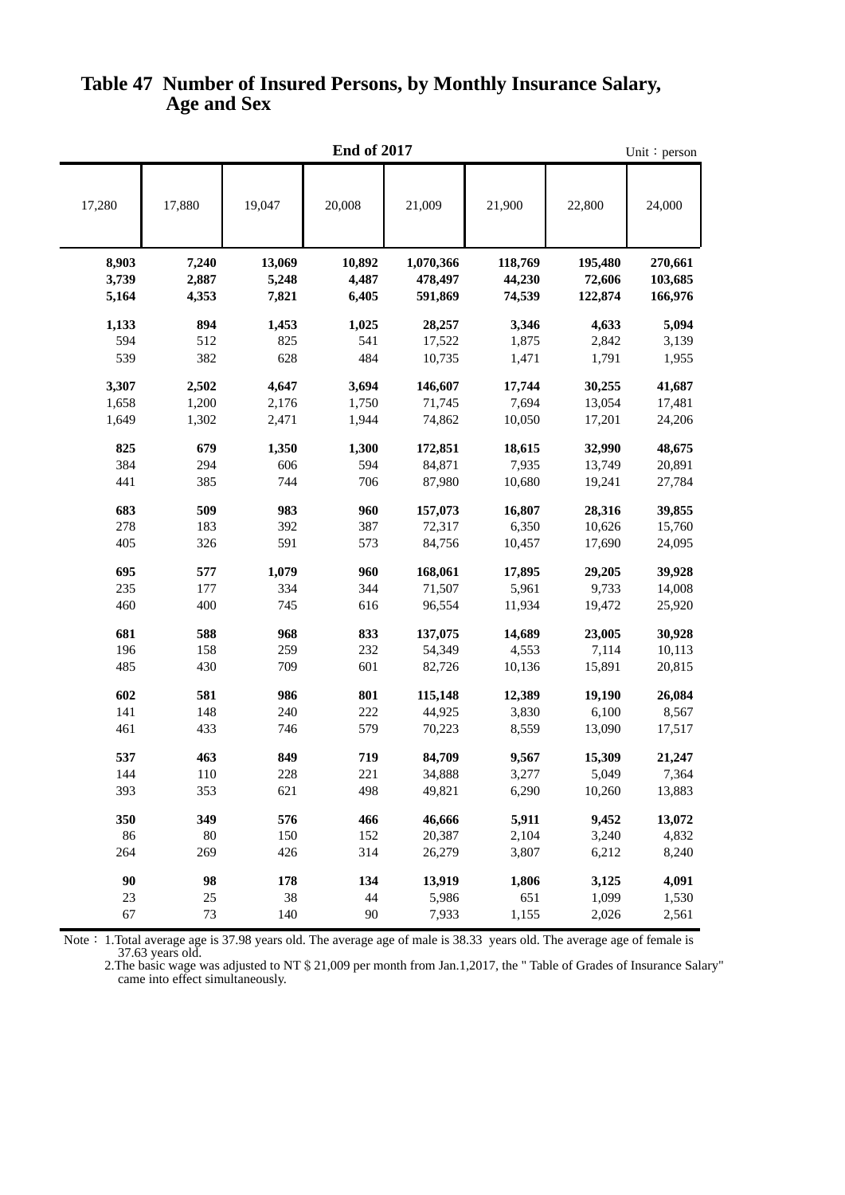# Table 47  Number of Insured Persons, by Monthly Insurance Salary, Age and Sex

End of 2017

Unit：person

| 17,280 | 17,880 | 19,047 | 20,008 | 21,009 | 21,900 | 22,800 | 24,000 |
|---|---|---|---|---|---|---|---|
| **8,903** | **7,240** | **13,069** | **10,892** | **1,070,366** | **118,769** | **195,480** | **270,661** |
| **3,739** | **2,887** | **5,248** | **4,487** | **478,497** | **44,230** | **72,606** | **103,685** |
| **5,164** | **4,353** | **7,821** | **6,405** | **591,869** | **74,539** | **122,874** | **166,976** |
| **1,133** | **894** | **1,453** | **1,025** | **28,257** | **3,346** | **4,633** | **5,094** |
| 594 | 512 | 825 | 541 | 17,522 | 1,875 | 2,842 | 3,139 |
| 539 | 382 | 628 | 484 | 10,735 | 1,471 | 1,791 | 1,955 |
| **3,307** | **2,502** | **4,647** | **3,694** | **146,607** | **17,744** | **30,255** | **41,687** |
| 1,658 | 1,200 | 2,176 | 1,750 | 71,745 | 7,694 | 13,054 | 17,481 |
| 1,649 | 1,302 | 2,471 | 1,944 | 74,862 | 10,050 | 17,201 | 24,206 |
| **825** | **679** | **1,350** | **1,300** | **172,851** | **18,615** | **32,990** | **48,675** |
| 384 | 294 | 606 | 594 | 84,871 | 7,935 | 13,749 | 20,891 |
| 441 | 385 | 744 | 706 | 87,980 | 10,680 | 19,241 | 27,784 |
| **683** | **509** | **983** | **960** | **157,073** | **16,807** | **28,316** | **39,855** |
| 278 | 183 | 392 | 387 | 72,317 | 6,350 | 10,626 | 15,760 |
| 405 | 326 | 591 | 573 | 84,756 | 10,457 | 17,690 | 24,095 |
| **695** | **577** | **1,079** | **960** | **168,061** | **17,895** | **29,205** | **39,928** |
| 235 | 177 | 334 | 344 | 71,507 | 5,961 | 9,733 | 14,008 |
| 460 | 400 | 745 | 616 | 96,554 | 11,934 | 19,472 | 25,920 |
| **681** | **588** | **968** | **833** | **137,075** | **14,689** | **23,005** | **30,928** |
| 196 | 158 | 259 | 232 | 54,349 | 4,553 | 7,114 | 10,113 |
| 485 | 430 | 709 | 601 | 82,726 | 10,136 | 15,891 | 20,815 |
| **602** | **581** | **986** | **801** | **115,148** | **12,389** | **19,190** | **26,084** |
| 141 | 148 | 240 | 222 | 44,925 | 3,830 | 6,100 | 8,567 |
| 461 | 433 | 746 | 579 | 70,223 | 8,559 | 13,090 | 17,517 |
| **537** | **463** | **849** | **719** | **84,709** | **9,567** | **15,309** | **21,247** |
| 144 | 110 | 228 | 221 | 34,888 | 3,277 | 5,049 | 7,364 |
| 393 | 353 | 621 | 498 | 49,821 | 6,290 | 10,260 | 13,883 |
| **350** | **349** | **576** | **466** | **46,666** | **5,911** | **9,452** | **13,072** |
| 86 | 80 | 150 | 152 | 20,387 | 2,104 | 3,240 | 4,832 |
| 264 | 269 | 426 | 314 | 26,279 | 3,807 | 6,212 | 8,240 |
| **90** | **98** | **178** | **134** | **13,919** | **1,806** | **3,125** | **4,091** |
| 23 | 25 | 38 | 44 | 5,986 | 651 | 1,099 | 1,530 |
| 67 | 73 | 140 | 90 | 7,933 | 1,155 | 2,026 | 2,561 |

Note： 1.Total average age is 37.98 years old. The average age of male is 38.33 years old. The average age of female is 37.63 years old.

2.The basic wage was adjusted to NT $ 21,009 per month from Jan.1,2017, the " Table of Grades of Insurance Salary" came into effect simultaneously.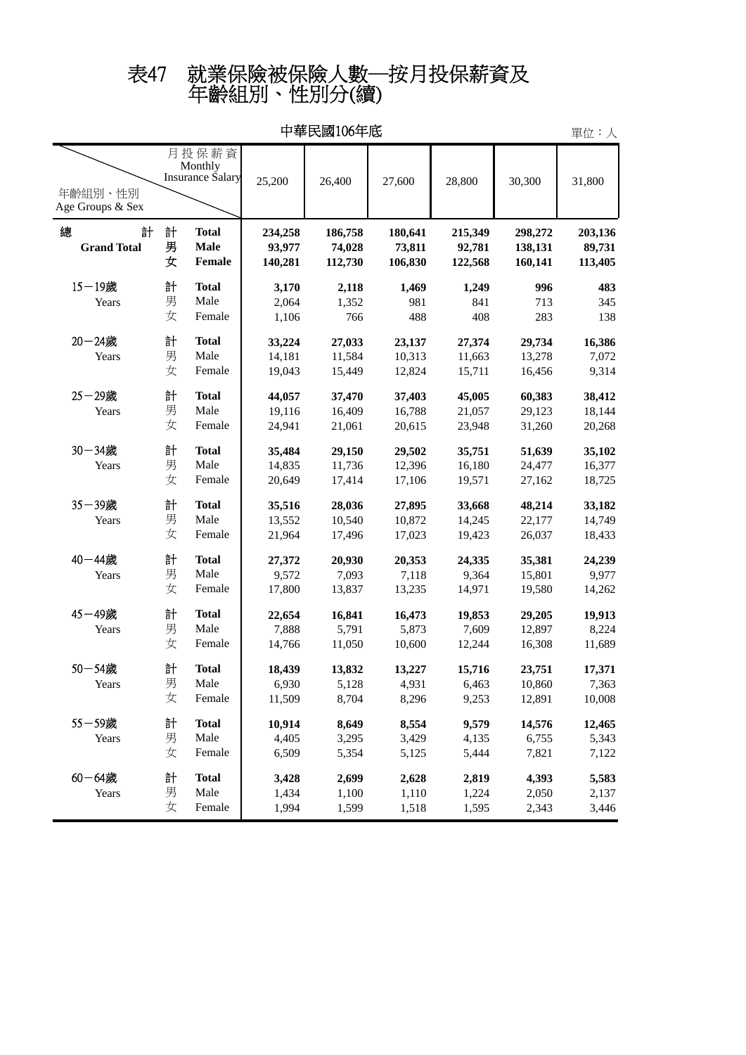# 表47　就業保險被保險人數─按月投保薪資及年齡組別、性別分(續)

中華民國106年底

單位：人

| 年齡組別、性別 Age Groups & Sex | | 月投保薪資 Monthly Insurance Salary | 25,200 | 26,400 | 27,600 | 28,800 | 30,300 | 31,800 |
|---|---|---|---|---|---|---|---|---|
| **總計 Grand Total** | **計** | **Total** | **234,258** | **186,758** | **180,641** | **215,349** | **298,272** | **203,136** |
| | **男** | **Male** | **93,977** | **74,028** | **73,811** | **92,781** | **138,131** | **89,731** |
| | **女** | **Female** | **140,281** | **112,730** | **106,830** | **122,568** | **160,141** | **113,405** |
| 15－19歲 Years | 計 | **Total** | **3,170** | **2,118** | **1,469** | **1,249** | **996** | **483** |
| | 男 | Male | 2,064 | 1,352 | 981 | 841 | 713 | 345 |
| | 女 | Female | 1,106 | 766 | 488 | 408 | 283 | 138 |
| 20－24歲 Years | 計 | **Total** | **33,224** | **27,033** | **23,137** | **27,374** | **29,734** | **16,386** |
| | 男 | Male | 14,181 | 11,584 | 10,313 | 11,663 | 13,278 | 7,072 |
| | 女 | Female | 19,043 | 15,449 | 12,824 | 15,711 | 16,456 | 9,314 |
| 25－29歲 Years | 計 | **Total** | **44,057** | **37,470** | **37,403** | **45,005** | **60,383** | **38,412** |
| | 男 | Male | 19,116 | 16,409 | 16,788 | 21,057 | 29,123 | 18,144 |
| | 女 | Female | 24,941 | 21,061 | 20,615 | 23,948 | 31,260 | 20,268 |
| 30－34歲 Years | 計 | **Total** | **35,484** | **29,150** | **29,502** | **35,751** | **51,639** | **35,102** |
| | 男 | Male | 14,835 | 11,736 | 12,396 | 16,180 | 24,477 | 16,377 |
| | 女 | Female | 20,649 | 17,414 | 17,106 | 19,571 | 27,162 | 18,725 |
| 35－39歲 Years | 計 | **Total** | **35,516** | **28,036** | **27,895** | **33,668** | **48,214** | **33,182** |
| | 男 | Male | 13,552 | 10,540 | 10,872 | 14,245 | 22,177 | 14,749 |
| | 女 | Female | 21,964 | 17,496 | 17,023 | 19,423 | 26,037 | 18,433 |
| 40－44歲 Years | 計 | **Total** | **27,372** | **20,930** | **20,353** | **24,335** | **35,381** | **24,239** |
| | 男 | Male | 9,572 | 7,093 | 7,118 | 9,364 | 15,801 | 9,977 |
| | 女 | Female | 17,800 | 13,837 | 13,235 | 14,971 | 19,580 | 14,262 |
| 45－49歲 Years | 計 | **Total** | **22,654** | **16,841** | **16,473** | **19,853** | **29,205** | **19,913** |
| | 男 | Male | 7,888 | 5,791 | 5,873 | 7,609 | 12,897 | 8,224 |
| | 女 | Female | 14,766 | 11,050 | 10,600 | 12,244 | 16,308 | 11,689 |
| 50－54歲 Years | 計 | **Total** | **18,439** | **13,832** | **13,227** | **15,716** | **23,751** | **17,371** |
| | 男 | Male | 6,930 | 5,128 | 4,931 | 6,463 | 10,860 | 7,363 |
| | 女 | Female | 11,509 | 8,704 | 8,296 | 9,253 | 12,891 | 10,008 |
| 55－59歲 Years | 計 | **Total** | **10,914** | **8,649** | **8,554** | **9,579** | **14,576** | **12,465** |
| | 男 | Male | 4,405 | 3,295 | 3,429 | 4,135 | 6,755 | 5,343 |
| | 女 | Female | 6,509 | 5,354 | 5,125 | 5,444 | 7,821 | 7,122 |
| 60－64歲 Years | 計 | **Total** | **3,428** | **2,699** | **2,628** | **2,819** | **4,393** | **5,583** |
| | 男 | Male | 1,434 | 1,100 | 1,110 | 1,224 | 2,050 | 2,137 |
| | 女 | Female | 1,994 | 1,599 | 1,518 | 1,595 | 2,343 | 3,446 |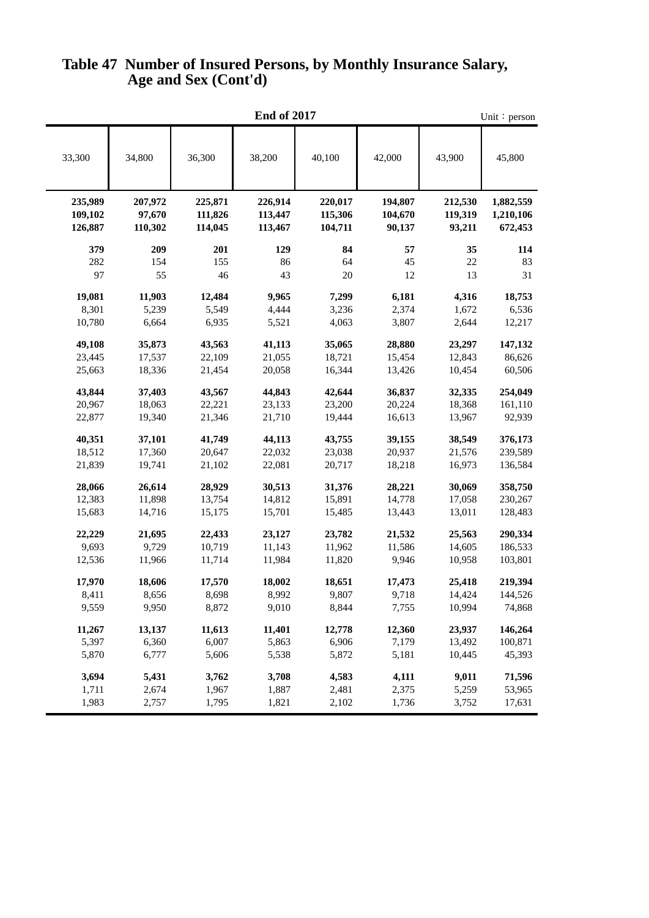# Table 47 Number of Insured Persons, by Monthly Insurance Salary, Age and Sex (Cont'd)

End of 2017

Unit：person

| 33,300 | 34,800 | 36,300 | 38,200 | 40,100 | 42,000 | 43,900 | 45,800 |
|---|---|---|---|---|---|---|---|
| **235,989** | **207,972** | **225,871** | **226,914** | **220,017** | **194,807** | **212,530** | **1,882,559** |
| **109,102** | **97,670** | **111,826** | **113,447** | **115,306** | **104,670** | **119,319** | **1,210,106** |
| **126,887** | **110,302** | **114,045** | **113,467** | **104,711** | **90,137** | **93,211** | **672,453** |
| **379** | **209** | **201** | **129** | **84** | **57** | **35** | **114** |
| 282 | 154 | 155 | 86 | 64 | 45 | 22 | 83 |
| 97 | 55 | 46 | 43 | 20 | 12 | 13 | 31 |
| **19,081** | **11,903** | **12,484** | **9,965** | **7,299** | **6,181** | **4,316** | **18,753** |
| 8,301 | 5,239 | 5,549 | 4,444 | 3,236 | 2,374 | 1,672 | 6,536 |
| 10,780 | 6,664 | 6,935 | 5,521 | 4,063 | 3,807 | 2,644 | 12,217 |
| **49,108** | **35,873** | **43,563** | **41,113** | **35,065** | **28,880** | **23,297** | **147,132** |
| 23,445 | 17,537 | 22,109 | 21,055 | 18,721 | 15,454 | 12,843 | 86,626 |
| 25,663 | 18,336 | 21,454 | 20,058 | 16,344 | 13,426 | 10,454 | 60,506 |
| **43,844** | **37,403** | **43,567** | **44,843** | **42,644** | **36,837** | **32,335** | **254,049** |
| 20,967 | 18,063 | 22,221 | 23,133 | 23,200 | 20,224 | 18,368 | 161,110 |
| 22,877 | 19,340 | 21,346 | 21,710 | 19,444 | 16,613 | 13,967 | 92,939 |
| **40,351** | **37,101** | **41,749** | **44,113** | **43,755** | **39,155** | **38,549** | **376,173** |
| 18,512 | 17,360 | 20,647 | 22,032 | 23,038 | 20,937 | 21,576 | 239,589 |
| 21,839 | 19,741 | 21,102 | 22,081 | 20,717 | 18,218 | 16,973 | 136,584 |
| **28,066** | **26,614** | **28,929** | **30,513** | **31,376** | **28,221** | **30,069** | **358,750** |
| 12,383 | 11,898 | 13,754 | 14,812 | 15,891 | 14,778 | 17,058 | 230,267 |
| 15,683 | 14,716 | 15,175 | 15,701 | 15,485 | 13,443 | 13,011 | 128,483 |
| **22,229** | **21,695** | **22,433** | **23,127** | **23,782** | **21,532** | **25,563** | **290,334** |
| 9,693 | 9,729 | 10,719 | 11,143 | 11,962 | 11,586 | 14,605 | 186,533 |
| 12,536 | 11,966 | 11,714 | 11,984 | 11,820 | 9,946 | 10,958 | 103,801 |
| **17,970** | **18,606** | **17,570** | **18,002** | **18,651** | **17,473** | **25,418** | **219,394** |
| 8,411 | 8,656 | 8,698 | 8,992 | 9,807 | 9,718 | 14,424 | 144,526 |
| 9,559 | 9,950 | 8,872 | 9,010 | 8,844 | 7,755 | 10,994 | 74,868 |
| **11,267** | **13,137** | **11,613** | **11,401** | **12,778** | **12,360** | **23,937** | **146,264** |
| 5,397 | 6,360 | 6,007 | 5,863 | 6,906 | 7,179 | 13,492 | 100,871 |
| 5,870 | 6,777 | 5,606 | 5,538 | 5,872 | 5,181 | 10,445 | 45,393 |
| **3,694** | **5,431** | **3,762** | **3,708** | **4,583** | **4,111** | **9,011** | **71,596** |
| 1,711 | 2,674 | 1,967 | 1,887 | 2,481 | 2,375 | 5,259 | 53,965 |
| 1,983 | 2,757 | 1,795 | 1,821 | 2,102 | 1,736 | 3,752 | 17,631 |